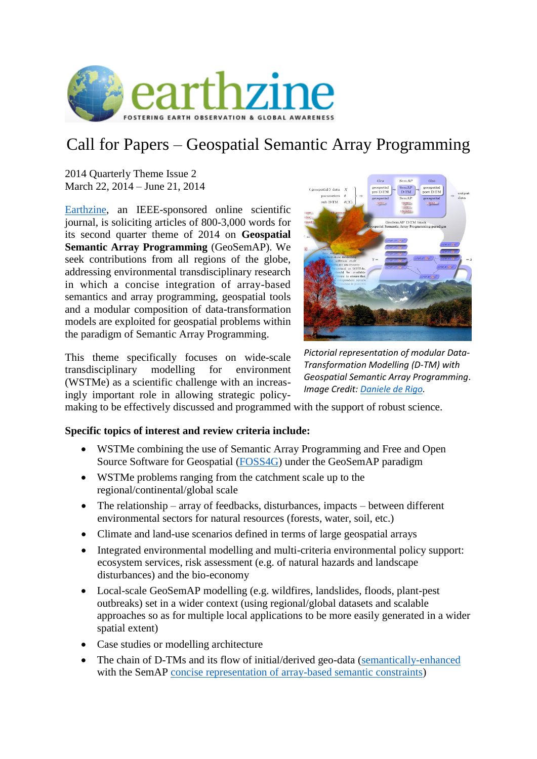# Call for Papers – Geospatial Semantic Array Programming

2014 Quarterly Theme Issue 2
March 22, 2014 – June 21, 2014

Earthzine, an IEEE-sponsored online scientific journal, is soliciting articles of 800-3,000 words for its second quarter theme of 2014 on **Geospatial Semantic Array Programming** (GeoSemAP). We seek contributions from all regions of the globe, addressing environmental transdisciplinary research in which a concise integration of array-based semantics and array programming, geospatial tools and a modular composition of data-transformation models are exploited for geospatial problems within the paradigm of Semantic Array Programming.

*Pictorial representation of modular Data-Transformation Modelling (D-TM) with Geospatial Semantic Array Programming. Image Credit: Daniele de Rigo.*

This theme specifically focuses on wide-scale transdisciplinary modelling for environment (WSTMe) as a scientific challenge with an increasingly important role in allowing strategic policy-making to be effectively discussed and programmed with the support of robust science.

**Specific topics of interest and review criteria include:**

- WSTMe combining the use of Semantic Array Programming and Free and Open Source Software for Geospatial (FOSS4G) under the GeoSemAP paradigm
- WSTMe problems ranging from the catchment scale up to the regional/continental/global scale
- The relationship – array of feedbacks, disturbances, impacts – between different environmental sectors for natural resources (forests, water, soil, etc.)
- Climate and land-use scenarios defined in terms of large geospatial arrays
- Integrated environmental modelling and multi-criteria environmental policy support: ecosystem services, risk assessment (e.g. of natural hazards and landscape disturbances) and the bio-economy
- Local-scale GeoSemAP modelling (e.g. wildfires, landslides, floods, plant-pest outbreaks) set in a wider context (using regional/global datasets and scalable approaches so as for multiple local applications to be more easily generated in a wider spatial extent)
- Case studies or modelling architecture
- The chain of D-TMs and its flow of initial/derived geo-data (semantically-enhanced with the SemAP concise representation of array-based semantic constraints)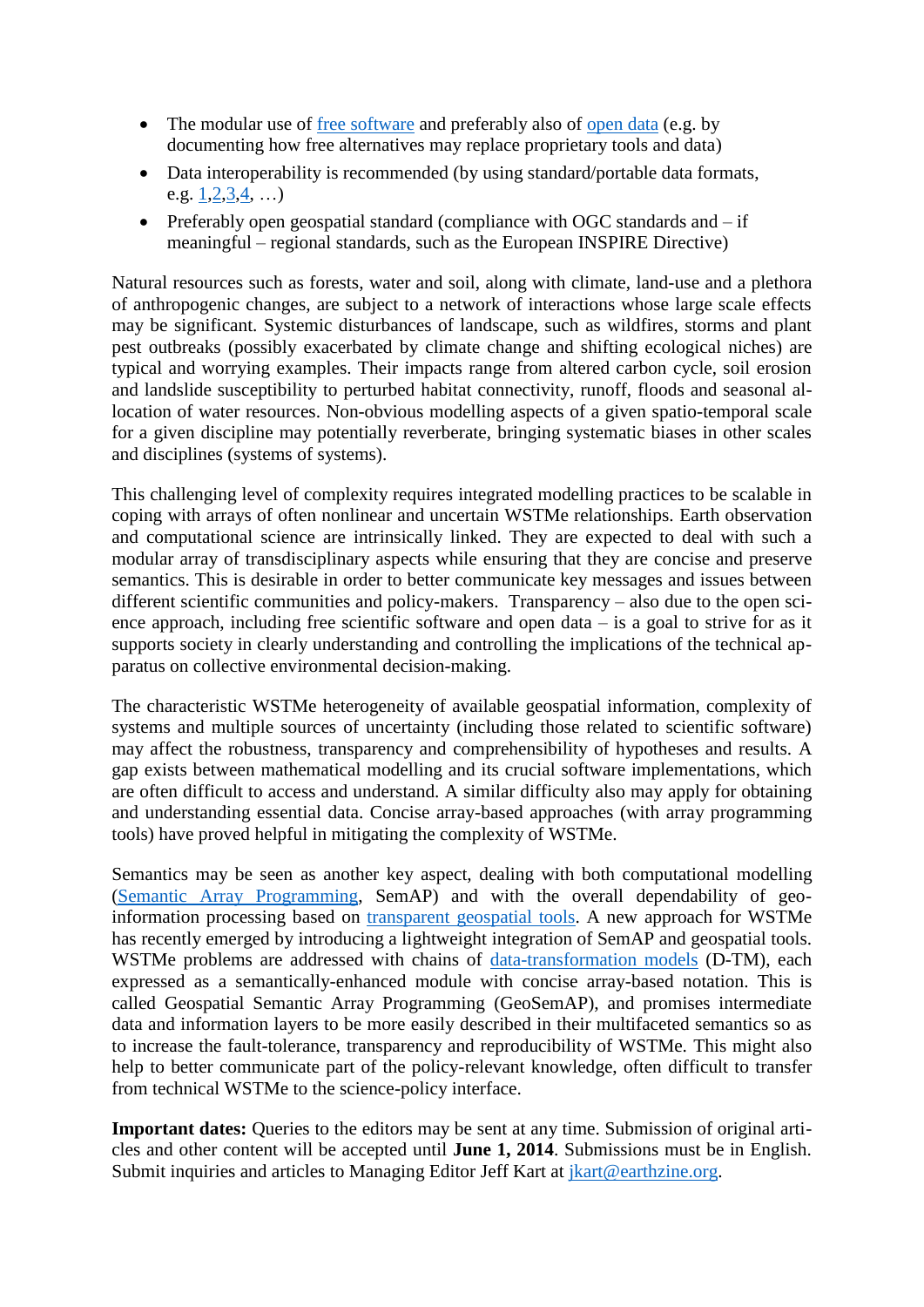- The modular use of free software and preferably also of open data (e.g. by documenting how free alternatives may replace proprietary tools and data)
- Data interoperability is recommended (by using standard/portable data formats, e.g. 1,2,3,4, …)
- Preferably open geospatial standard (compliance with OGC standards and – if meaningful – regional standards, such as the European INSPIRE Directive)

Natural resources such as forests, water and soil, along with climate, land-use and a plethora of anthropogenic changes, are subject to a network of interactions whose large scale effects may be significant. Systemic disturbances of landscape, such as wildfires, storms and plant pest outbreaks (possibly exacerbated by climate change and shifting ecological niches) are typical and worrying examples. Their impacts range from altered carbon cycle, soil erosion and landslide susceptibility to perturbed habitat connectivity, runoff, floods and seasonal allocation of water resources. Non-obvious modelling aspects of a given spatio-temporal scale for a given discipline may potentially reverberate, bringing systematic biases in other scales and disciplines (systems of systems).

This challenging level of complexity requires integrated modelling practices to be scalable in coping with arrays of often nonlinear and uncertain WSTMe relationships. Earth observation and computational science are intrinsically linked. They are expected to deal with such a modular array of transdisciplinary aspects while ensuring that they are concise and preserve semantics. This is desirable in order to better communicate key messages and issues between different scientific communities and policy-makers. Transparency – also due to the open science approach, including free scientific software and open data – is a goal to strive for as it supports society in clearly understanding and controlling the implications of the technical apparatus on collective environmental decision-making.

The characteristic WSTMe heterogeneity of available geospatial information, complexity of systems and multiple sources of uncertainty (including those related to scientific software) may affect the robustness, transparency and comprehensibility of hypotheses and results. A gap exists between mathematical modelling and its crucial software implementations, which are often difficult to access and understand. A similar difficulty also may apply for obtaining and understanding essential data. Concise array-based approaches (with array programming tools) have proved helpful in mitigating the complexity of WSTMe.

Semantics may be seen as another key aspect, dealing with both computational modelling (Semantic Array Programming, SemAP) and with the overall dependability of geoinformation processing based on transparent geospatial tools. A new approach for WSTMe has recently emerged by introducing a lightweight integration of SemAP and geospatial tools. WSTMe problems are addressed with chains of data-transformation models (D-TM), each expressed as a semantically-enhanced module with concise array-based notation. This is called Geospatial Semantic Array Programming (GeoSemAP), and promises intermediate data and information layers to be more easily described in their multifaceted semantics so as to increase the fault-tolerance, transparency and reproducibility of WSTMe. This might also help to better communicate part of the policy-relevant knowledge, often difficult to transfer from technical WSTMe to the science-policy interface.

**Important dates:** Queries to the editors may be sent at any time. Submission of original articles and other content will be accepted until **June 1, 2014**. Submissions must be in English. Submit inquiries and articles to Managing Editor Jeff Kart at jkart@earthzine.org.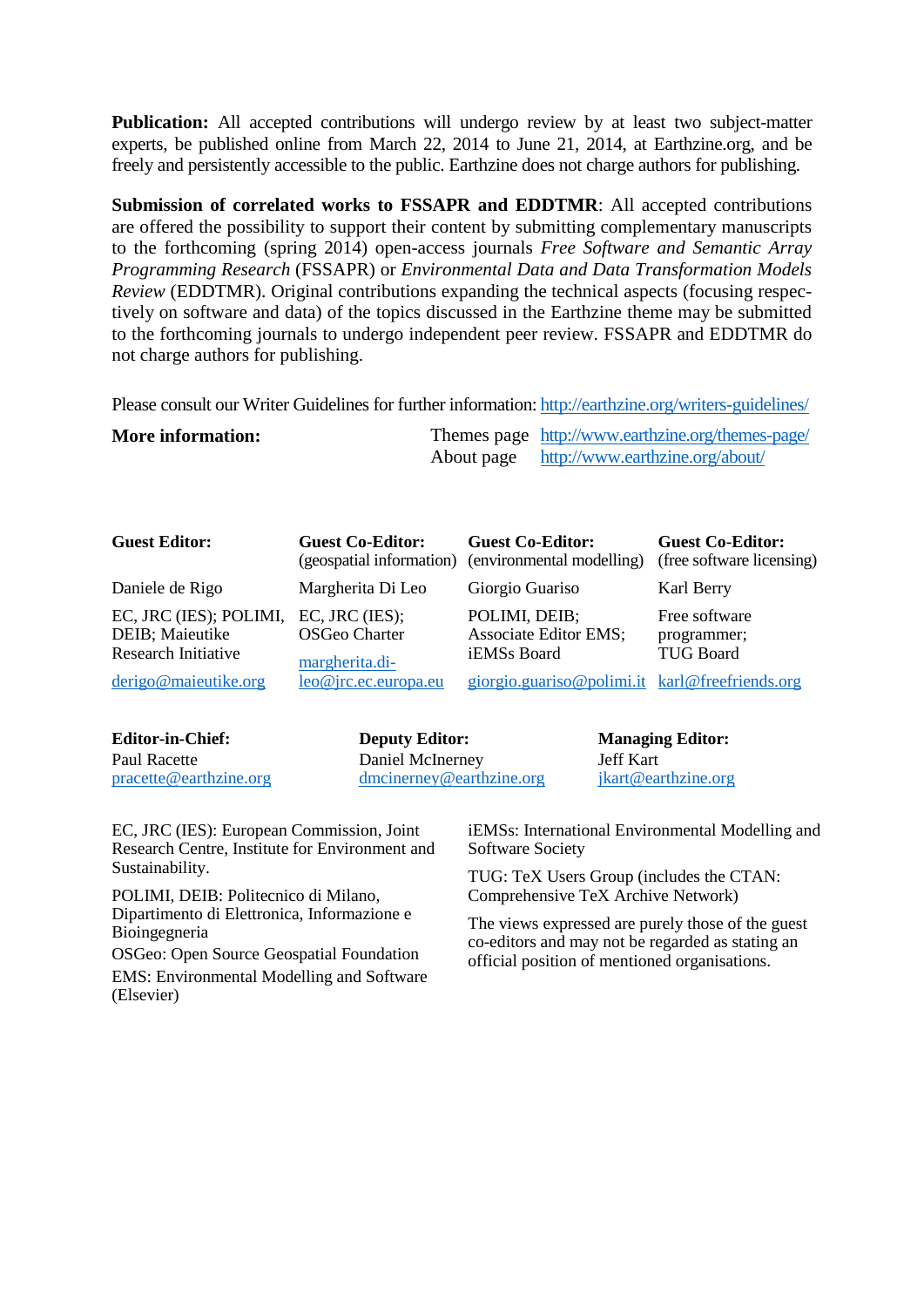**Publication:** All accepted contributions will undergo review by at least two subject-matter experts, be published online from March 22, 2014 to June 21, 2014, at Earthzine.org, and be freely and persistently accessible to the public. Earthzine does not charge authors for publishing.

**Submission of correlated works to FSSAPR and EDDTMR**: All accepted contributions are offered the possibility to support their content by submitting complementary manuscripts to the forthcoming (spring 2014) open-access journals *Free Software and Semantic Array Programming Research* (FSSAPR) or *Environmental Data and Data Transformation Models Review* (EDDTMR). Original contributions expanding the technical aspects (focusing respectively on software and data) of the topics discussed in the Earthzine theme may be submitted to the forthcoming journals to undergo independent peer review. FSSAPR and EDDTMR do not charge authors for publishing.

Please consult our Writer Guidelines for further information: http://earthzine.org/writers-guidelines/

**More information:**

Themes page http://www.earthzine.org/themes-page/
About page http://www.earthzine.org/about/

| **Guest Editor:** | **Guest Co-Editor:** (geospatial information) | **Guest Co-Editor:** (environmental modelling) | **Guest Co-Editor:** (free software licensing) |
| --- | --- | --- | --- |
| Daniele de Rigo | Margherita Di Leo | Giorgio Guariso | Karl Berry |
| EC, JRC (IES); POLIMI, DEIB; Maieutike Research Initiative | EC, JRC (IES); OSGeo Charter | POLIMI, DEIB; Associate Editor EMS; iEMSs Board | Free software programmer; TUG Board |
| derigo@maieutike.org | margherita.di-leo@jrc.ec.europa.eu | giorgio.guariso@polimi.it | karl@freefriends.org |

**Editor-in-Chief:**
Paul Racette
pracette@earthzine.org

**Deputy Editor:**
Daniel McInerney
dmcinerney@earthzine.org

**Managing Editor:**
Jeff Kart
jkart@earthzine.org

EC, JRC (IES): European Commission, Joint Research Centre, Institute for Environment and Sustainability.

POLIMI, DEIB: Politecnico di Milano, Dipartimento di Elettronica, Informazione e Bioingegneria

OSGeo: Open Source Geospatial Foundation

EMS: Environmental Modelling and Software (Elsevier)

iEMSs: International Environmental Modelling and Software Society

TUG: TeX Users Group (includes the CTAN: Comprehensive TeX Archive Network)

The views expressed are purely those of the guest co-editors and may not be regarded as stating an official position of mentioned organisations.